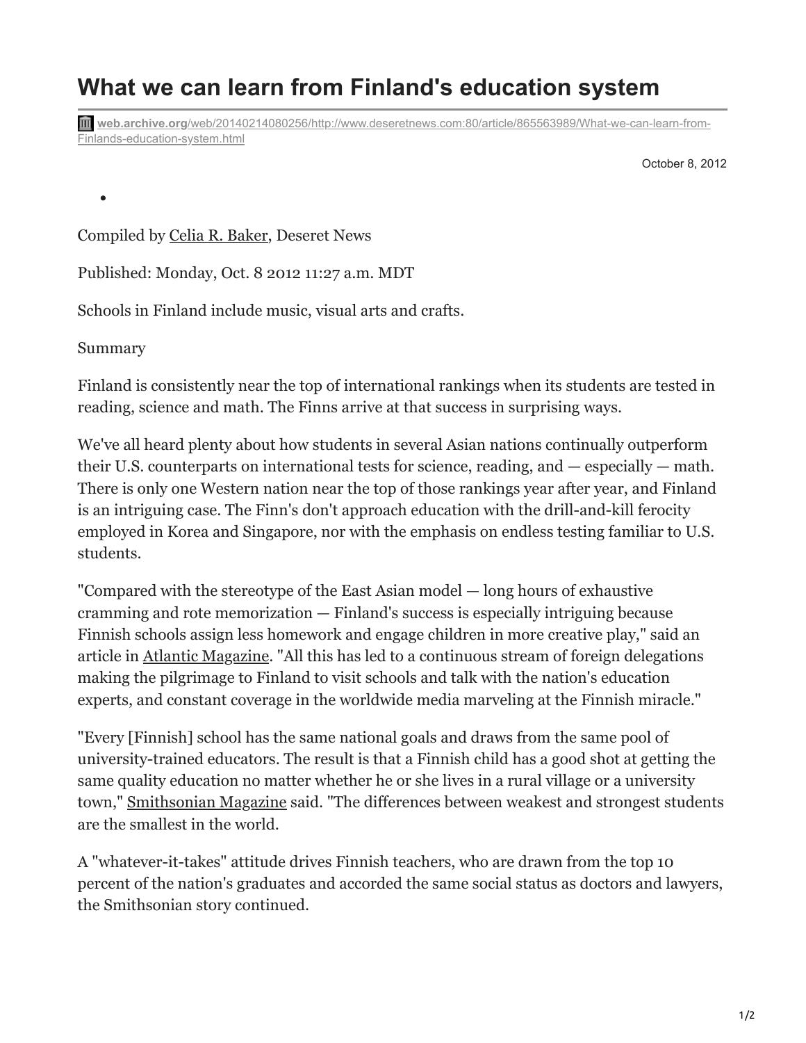# What we can learn from Finland's education system

web.archive.org/web/20140214080256/http://www.deseretnews.com:80/article/865563989/What-we-can-learn-from-Finlands-education-system.html

October 8, 2012

- 

Compiled by Celia R. Baker, Deseret News

Published: Monday, Oct. 8 2012 11:27 a.m. MDT

Schools in Finland include music, visual arts and crafts.

Summary

Finland is consistently near the top of international rankings when its students are tested in reading, science and math. The Finns arrive at that success in surprising ways.

We've all heard plenty about how students in several Asian nations continually outperform their U.S. counterparts on international tests for science, reading, and — especially — math. There is only one Western nation near the top of those rankings year after year, and Finland is an intriguing case. The Finn's don't approach education with the drill-and-kill ferocity employed in Korea and Singapore, nor with the emphasis on endless testing familiar to U.S. students.

"Compared with the stereotype of the East Asian model — long hours of exhaustive cramming and rote memorization — Finland's success is especially intriguing because Finnish schools assign less homework and engage children in more creative play," said an article in Atlantic Magazine. "All this has led to a continuous stream of foreign delegations making the pilgrimage to Finland to visit schools and talk with the nation's education experts, and constant coverage in the worldwide media marveling at the Finnish miracle."

"Every [Finnish] school has the same national goals and draws from the same pool of university-trained educators. The result is that a Finnish child has a good shot at getting the same quality education no matter whether he or she lives in a rural village or a university town," Smithsonian Magazine said. "The differences between weakest and strongest students are the smallest in the world.

A "whatever-it-takes" attitude drives Finnish teachers, who are drawn from the top 10 percent of the nation's graduates and accorded the same social status as doctors and lawyers, the Smithsonian story continued.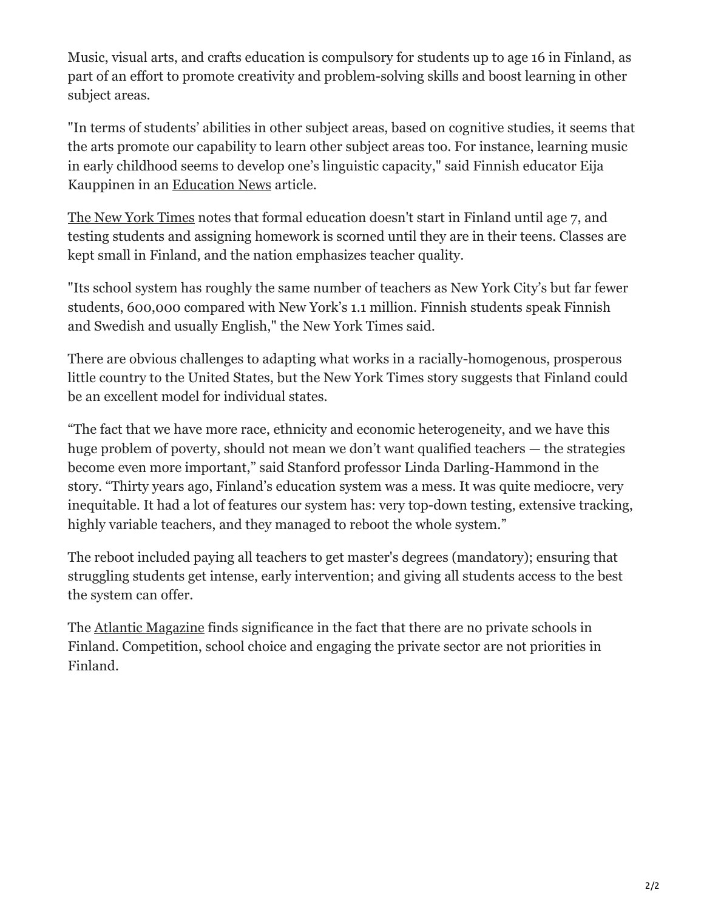Music, visual arts, and crafts education is compulsory for students up to age 16 in Finland, as part of an effort to promote creativity and problem-solving skills and boost learning in other subject areas.

"In terms of students' abilities in other subject areas, based on cognitive studies, it seems that the arts promote our capability to learn other subject areas too. For instance, learning music in early childhood seems to develop one's linguistic capacity," said Finnish educator Eija Kauppinen in an Education News article.

The New York Times notes that formal education doesn't start in Finland until age 7, and testing students and assigning homework is scorned until they are in their teens. Classes are kept small in Finland, and the nation emphasizes teacher quality.

"Its school system has roughly the same number of teachers as New York City's but far fewer students, 600,000 compared with New York's 1.1 million. Finnish students speak Finnish and Swedish and usually English," the New York Times said.

There are obvious challenges to adapting what works in a racially-homogenous, prosperous little country to the United States, but the New York Times story suggests that Finland could be an excellent model for individual states.

"The fact that we have more race, ethnicity and economic heterogeneity, and we have this huge problem of poverty, should not mean we don't want qualified teachers — the strategies become even more important," said Stanford professor Linda Darling-Hammond in the story. "Thirty years ago, Finland's education system was a mess. It was quite mediocre, very inequitable. It had a lot of features our system has: very top-down testing, extensive tracking, highly variable teachers, and they managed to reboot the whole system."

The reboot included paying all teachers to get master's degrees (mandatory); ensuring that struggling students get intense, early intervention; and giving all students access to the best the system can offer.

The Atlantic Magazine finds significance in the fact that there are no private schools in Finland. Competition, school choice and engaging the private sector are not priorities in Finland.